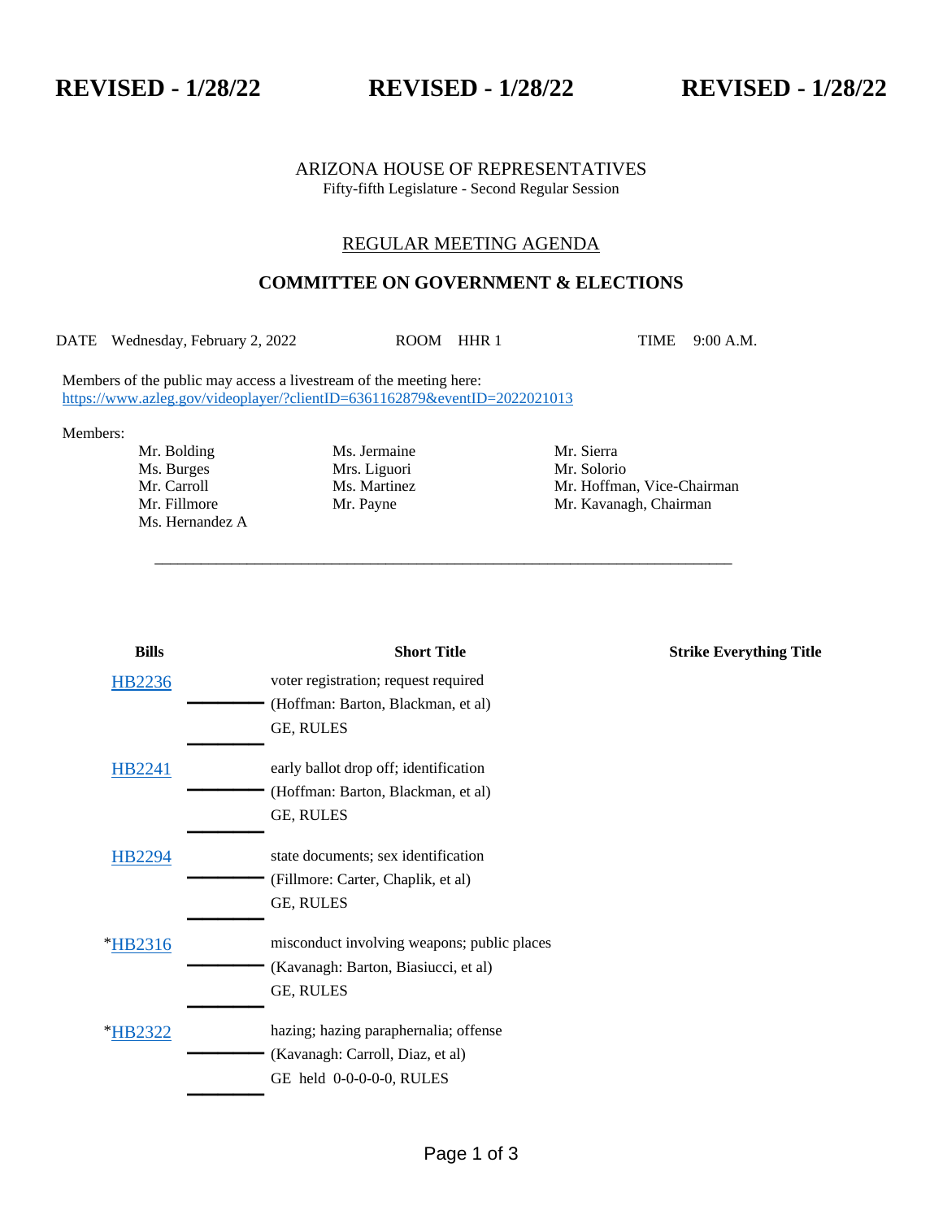**REVISED - 1/28/22** **REVISED - 1/28/22** **REVISED - 1/28/22**

ARIZONA HOUSE OF REPRESENTATIVES
Fifty-fifth Legislature - Second Regular Session

REGULAR MEETING AGENDA

## COMMITTEE ON GOVERNMENT & ELECTIONS

DATE Wednesday, February 2, 2022 ROOM HHR 1 TIME 9:00 A.M.

Members of the public may access a livestream of the meeting here:
https://www.azleg.gov/videoplayer/?clientID=6361162879&eventID=2022021013

Members:

| | | |
|---|---|---|
| Mr. Bolding | Ms. Jermaine | Mr. Sierra |
| Ms. Burges | Mrs. Liguori | Mr. Solorio |
| Mr. Carroll | Ms. Martinez | Mr. Hoffman, Vice-Chairman |
| Mr. Fillmore | Mr. Payne | Mr. Kavanagh, Chairman |
| Ms. Hernandez A | | |

---

| Bills | Short Title | Strike Everything Title |
|---|---|---|
| HB2236 | voter registration; request required<br>(Hoffman: Barton, Blackman, et al)<br>GE, RULES | |
| HB2241 | early ballot drop off; identification<br>(Hoffman: Barton, Blackman, et al)<br>GE, RULES | |
| HB2294 | state documents; sex identification<br>(Fillmore: Carter, Chaplik, et al)<br>GE, RULES | |
| *HB2316 | misconduct involving weapons; public places<br>(Kavanagh: Barton, Biasiucci, et al)<br>GE, RULES | |
| *HB2322 | hazing; hazing paraphernalia; offense<br>(Kavanagh: Carroll, Diaz, et al)<br>GE held 0-0-0-0-0, RULES | |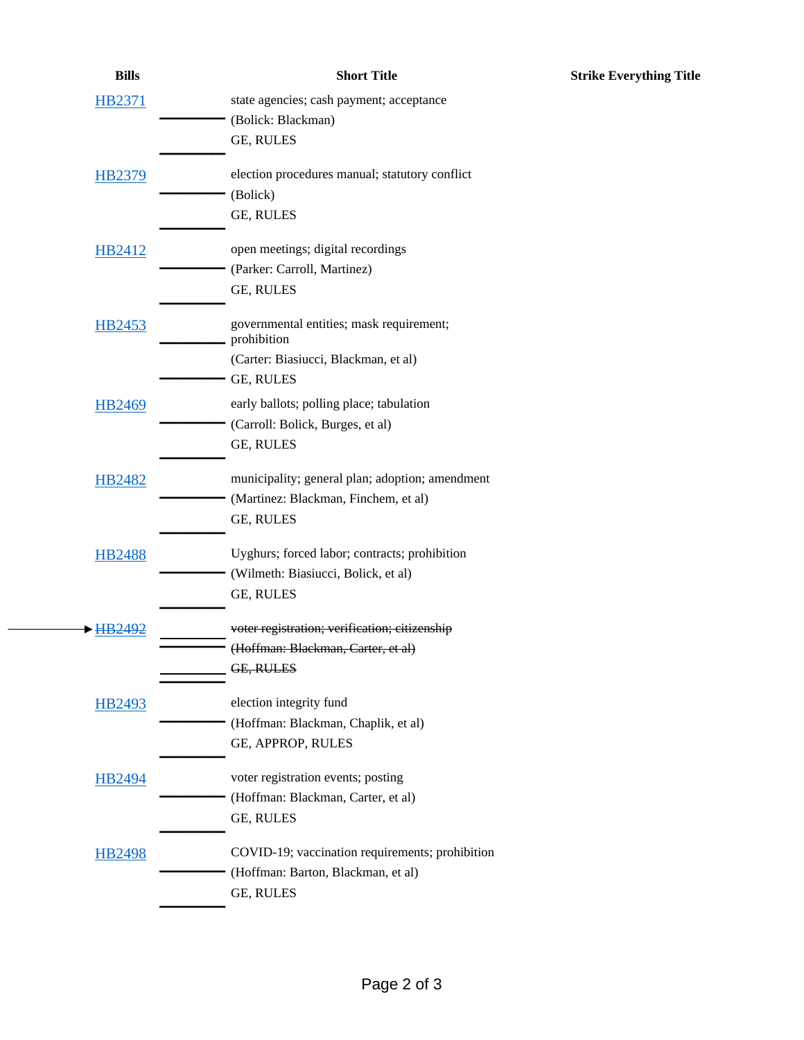| Bills | Short Title | Strike Everything Title |
| --- | --- | --- |
| HB2371 | state agencies; cash payment; acceptance<br>(Bolick: Blackman)<br>GE, RULES | |
| HB2379 | election procedures manual; statutory conflict<br>(Bolick)<br>GE, RULES | |
| HB2412 | open meetings; digital recordings<br>(Parker: Carroll, Martinez)<br>GE, RULES | |
| HB2453 | governmental entities; mask requirement; prohibition<br>(Carter: Biasiucci, Blackman, et al)<br>GE, RULES | |
| HB2469 | early ballots; polling place; tabulation<br>(Carroll: Bolick, Burges, et al)<br>GE, RULES | |
| HB2482 | municipality; general plan; adoption; amendment<br>(Martinez: Blackman, Finchem, et al)<br>GE, RULES | |
| HB2488 | Uyghurs; forced labor; contracts; prohibition<br>(Wilmeth: Biasiucci, Bolick, et al)<br>GE, RULES | |
| → ~~HB2492~~ | ~~voter registration; verification; citizenship~~<br>~~(Hoffman: Blackman, Carter, et al)~~<br>~~GE, RULES~~ | |
| HB2493 | election integrity fund<br>(Hoffman: Blackman, Chaplik, et al)<br>GE, APPROP, RULES | |
| HB2494 | voter registration events; posting<br>(Hoffman: Blackman, Carter, et al)<br>GE, RULES | |
| HB2498 | COVID-19; vaccination requirements; prohibition<br>(Hoffman: Barton, Blackman, et al)<br>GE, RULES | |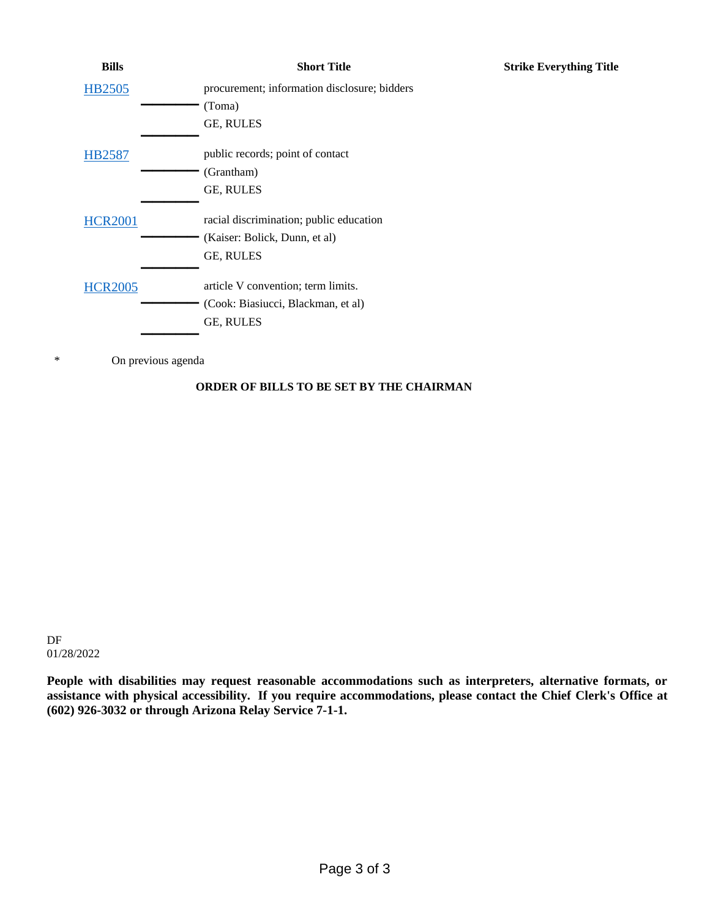| Bills | Short Title | Strike Everything Title |
| --- | --- | --- |
| HB2505 | procurement; information disclosure; bidders<br>(Toma)<br>GE, RULES | |
| HB2587 | public records; point of contact<br>(Grantham)<br>GE, RULES | |
| HCR2001 | racial discrimination; public education<br>(Kaiser: Bolick, Dunn, et al)<br>GE, RULES | |
| HCR2005 | article V convention; term limits.<br>(Cook: Biasiucci, Blackman, et al)<br>GE, RULES | |

\* On previous agenda

**ORDER OF BILLS TO BE SET BY THE CHAIRMAN**

DF
01/28/2022

**People with disabilities may request reasonable accommodations such as interpreters, alternative formats, or assistance with physical accessibility. If you require accommodations, please contact the Chief Clerk's Office at (602) 926-3032 or through Arizona Relay Service 7-1-1.**